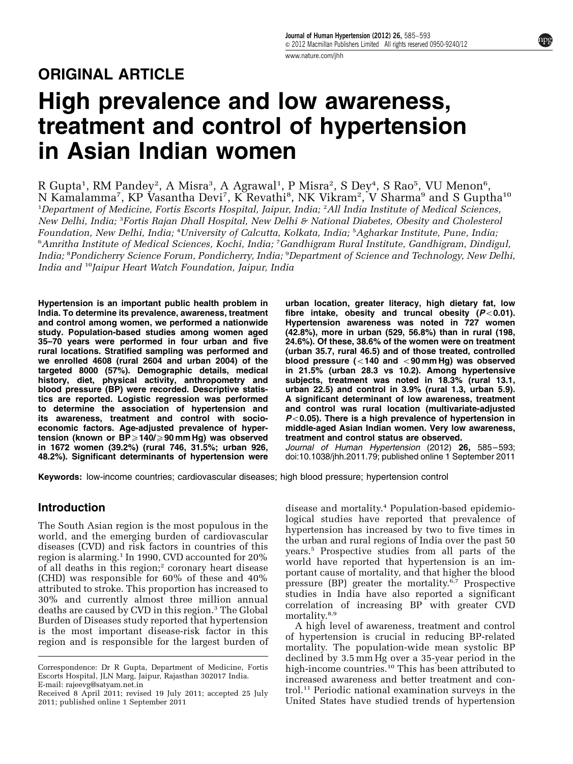ORIGINAL ARTICLE

# High prevalence and low awareness, treatment and control of hypertension in Asian Indian women

R Gupta[1], RM Pandey[2], A Misra[3], A Agrawal[1], P Misra[2], S Dey[4], S Rao[5], VU Menon[6], N Kamalamma[7], KP Vasantha Devi[7], K Revathi[8], NK Vikram[2], V Sharma[9] and S Guptha[10]

[1]*Department of Medicine, Fortis Escorts Hospital, Jaipur, India;* [2]*All India Institute of Medical Sciences, New Delhi, India;* [3]*Fortis Rajan Dhall Hospital, New Delhi & National Diabetes, Obesity and Cholesterol Foundation, New Delhi, India;* [4]*University of Calcutta, Kolkata, India;* [5]*Agharkar Institute, Pune, India;* [6]*Amritha Institute of Medical Sciences, Kochi, India;* [7]*Gandhigram Rural Institute, Gandhigram, Dindigul, India;* [8]*Pondicherry Science Forum, Pondicherry, India;* [9]*Department of Science and Technology, New Delhi, India and* [10]*Jaipur Heart Watch Foundation, Jaipur, India*

**Hypertension is an important public health problem in India. To determine its prevalence, awareness, treatment and control among women, we performed a nationwide study. Population-based studies among women aged 35–70 years were performed in four urban and five rural locations. Stratified sampling was performed and we enrolled 4608 (rural 2604 and urban 2004) of the targeted 8000 (57%). Demographic details, medical history, diet, physical activity, anthropometry and blood pressure (BP) were recorded. Descriptive statistics are reported. Logistic regression was performed to determine the association of hypertension and its awareness, treatment and control with socio-economic factors. Age-adjusted prevalence of hypertension (known or BP ≥140/≥90 mm Hg) was observed in 1672 women (39.2%) (rural 746, 31.5%; urban 926, 48.2%). Significant determinants of hypertension were urban location, greater literacy, high dietary fat, low fibre intake, obesity and truncal obesity ($P$<0.01). Hypertension awareness was noted in 727 women (42.8%), more in urban (529, 56.8%) than in rural (198, 24.6%). Of these, 38.6% of the women were on treatment (urban 35.7, rural 46.5) and of those treated, controlled blood pressure (<140 and <90 mm Hg) was observed in 21.5% (urban 28.3 vs 10.2). Among hypertensive subjects, treatment was noted in 18.3% (rural 13.1, urban 22.5) and control in 3.9% (rural 1.3, urban 5.9). A significant determinant of low awareness, treatment and control was rural location (multivariate-adjusted $P$<0.05). There is a high prevalence of hypertension in middle-aged Asian Indian women. Very low awareness, treatment and control status are observed.**

*Journal of Human Hypertension* (2012) **26,** 585–593; doi:10.1038/jhh.2011.79; published online 1 September 2011

**Keywords:** low-income countries; cardiovascular diseases; high blood pressure; hypertension control

## Introduction

The South Asian region is the most populous in the world, and the emerging burden of cardiovascular diseases (CVD) and risk factors in countries of this region is alarming.[1] In 1990, CVD accounted for 20% of all deaths in this region;[2] coronary heart disease (CHD) was responsible for 60% of these and 40% attributed to stroke. This proportion has increased to 30% and currently almost three million annual deaths are caused by CVD in this region.[3] The Global Burden of Diseases study reported that hypertension is the most important disease-risk factor in this region and is responsible for the largest burden of disease and mortality.[4] Population-based epidemiological studies have reported that prevalence of hypertension has increased by two to five times in the urban and rural regions of India over the past 50 years.[5] Prospective studies from all parts of the world have reported that hypertension is an important cause of mortality, and that higher the blood pressure (BP) greater the mortality.[6,7] Prospective studies in India have also reported a significant correlation of increasing BP with greater CVD mortality.[8,9]

A high level of awareness, treatment and control of hypertension is crucial in reducing BP-related mortality. The population-wide mean systolic BP declined by 3.5 mm Hg over a 35-year period in the high-income countries.[10] This has been attributed to increased awareness and better treatment and control.[11] Periodic national examination surveys in the United States have studied trends of hypertension

Correspondence: Dr R Gupta, Department of Medicine, Fortis Escorts Hospital, JLN Marg, Jaipur, Rajasthan 302017 India.
E-mail: rajeevg@satyam.net.in

Received 8 April 2011; revised 19 July 2011; accepted 25 July 2011; published online 1 September 2011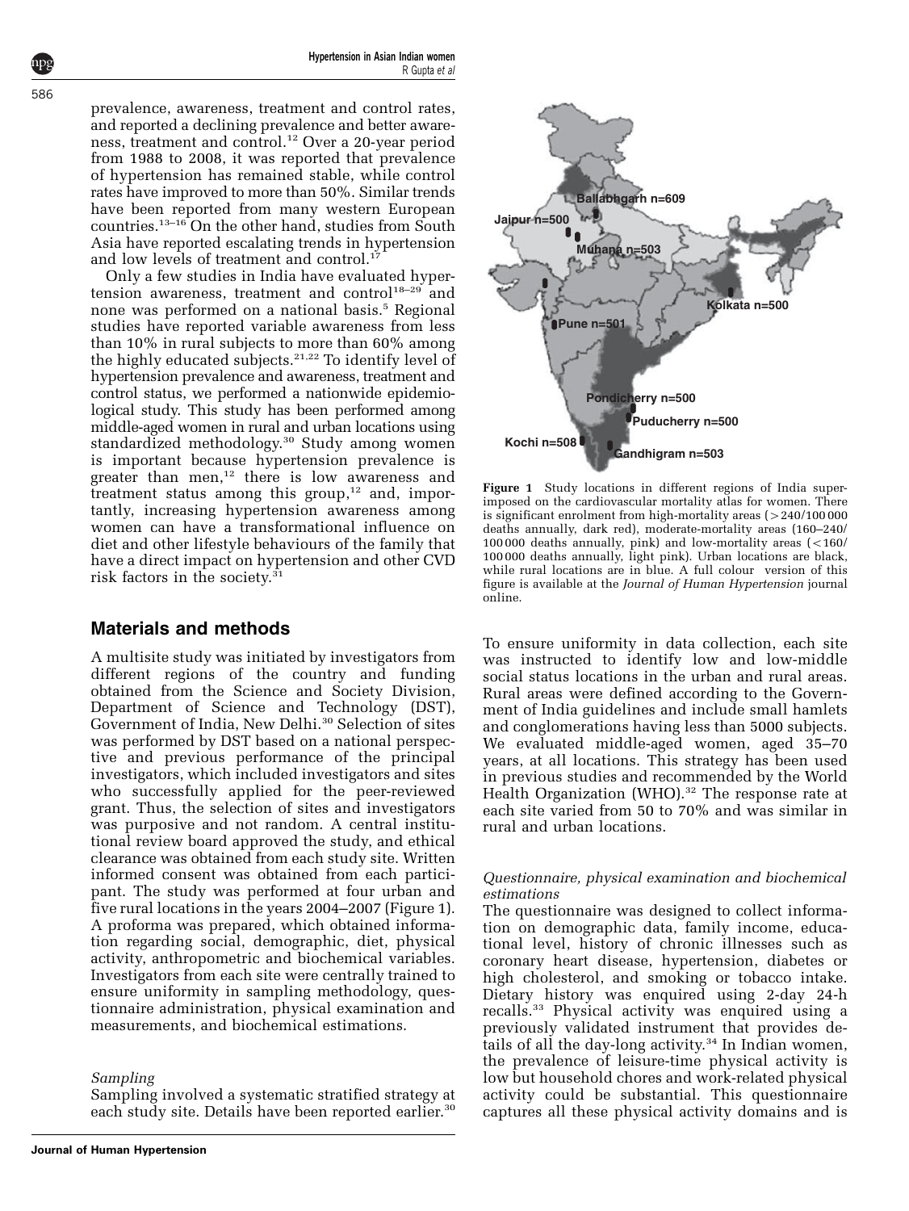prevalence, awareness, treatment and control rates, and reported a declining prevalence and better awareness, treatment and control.[12] Over a 20-year period from 1988 to 2008, it was reported that prevalence of hypertension has remained stable, while control rates have improved to more than 50%. Similar trends have been reported from many western European countries.[13–16] On the other hand, studies from South Asia have reported escalating trends in hypertension and low levels of treatment and control.[17]

Only a few studies in India have evaluated hypertension awareness, treatment and control[18–29] and none was performed on a national basis.[5] Regional studies have reported variable awareness from less than 10% in rural subjects to more than 60% among the highly educated subjects.[21,22] To identify level of hypertension prevalence and awareness, treatment and control status, we performed a nationwide epidemiological study. This study has been performed among middle-aged women in rural and urban locations using standardized methodology.[30] Study among women is important because hypertension prevalence is greater than men,[12] there is low awareness and treatment status among this group,[12] and, importantly, increasing hypertension awareness among women can have a transformational influence on diet and other lifestyle behaviours of the family that have a direct impact on hypertension and other CVD risk factors in the society.[31]

## Materials and methods

A multisite study was initiated by investigators from different regions of the country and funding obtained from the Science and Society Division, Department of Science and Technology (DST), Government of India, New Delhi.[30] Selection of sites was performed by DST based on a national perspective and previous performance of the principal investigators, which included investigators and sites who successfully applied for the peer-reviewed grant. Thus, the selection of sites and investigators was purposive and not random. A central institutional review board approved the study, and ethical clearance was obtained from each study site. Written informed consent was obtained from each participant. The study was performed at four urban and five rural locations in the years 2004–2007 (Figure 1). A proforma was prepared, which obtained information regarding social, demographic, diet, physical activity, anthropometric and biochemical variables. Investigators from each site were centrally trained to ensure uniformity in sampling methodology, questionnaire administration, physical examination and measurements, and biochemical estimations.

### *Sampling*

Sampling involved a systematic stratified strategy at each study site. Details have been reported earlier.[30]

Ballabhgarh n=609
Jaipur n=500
Muhana n=503
Kolkata n=500
Pune n=501
Pondicherry n=500
Puducherry n=500
Kochi n=508
Gandhigram n=503

**Figure 1** Study locations in different regions of India superimposed on the cardiovascular mortality atlas for women. There is significant enrolment from high-mortality areas (>240/100 000 deaths annually, dark red), moderate-mortality areas (160–240/100 000 deaths annually, pink) and low-mortality areas (<160/100 000 deaths annually, light pink). Urban locations are black, while rural locations are in blue. A full colour version of this figure is available at the *Journal of Human Hypertension* journal online.

To ensure uniformity in data collection, each site was instructed to identify low and low-middle social status locations in the urban and rural areas. Rural areas were defined according to the Government of India guidelines and include small hamlets and conglomerations having less than 5000 subjects. We evaluated middle-aged women, aged 35–70 years, at all locations. This strategy has been used in previous studies and recommended by the World Health Organization (WHO).[32] The response rate at each site varied from 50 to 70% and was similar in rural and urban locations.

### *Questionnaire, physical examination and biochemical estimations*

The questionnaire was designed to collect information on demographic data, family income, educational level, history of chronic illnesses such as coronary heart disease, hypertension, diabetes or high cholesterol, and smoking or tobacco intake. Dietary history was enquired using 2-day 24-h recalls.[33] Physical activity was enquired using a previously validated instrument that provides details of all the day-long activity.[34] In Indian women, the prevalence of leisure-time physical activity is low but household chores and work-related physical activity could be substantial. This questionnaire captures all these physical activity domains and is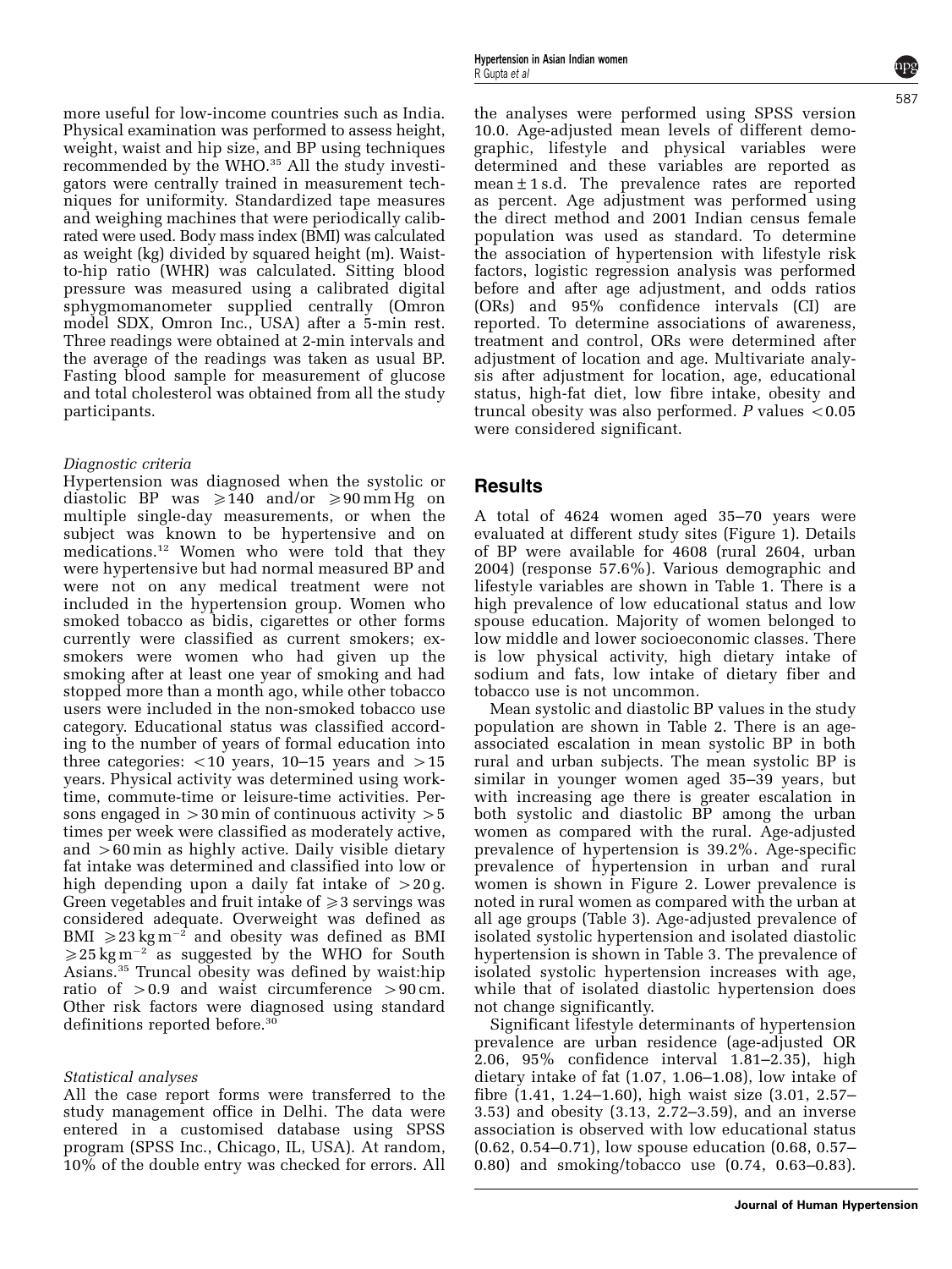more useful for low-income countries such as India. Physical examination was performed to assess height, weight, waist and hip size, and BP using techniques recommended by the WHO.[35] All the study investigators were centrally trained in measurement techniques for uniformity. Standardized tape measures and weighing machines that were periodically calibrated were used. Body mass index (BMI) was calculated as weight (kg) divided by squared height (m). Waist-to-hip ratio (WHR) was calculated. Sitting blood pressure was measured using a calibrated digital sphygmomanometer supplied centrally (Omron model SDX, Omron Inc., USA) after a 5-min rest. Three readings were obtained at 2-min intervals and the average of the readings was taken as usual BP. Fasting blood sample for measurement of glucose and total cholesterol was obtained from all the study participants.

*Diagnostic criteria*

Hypertension was diagnosed when the systolic or diastolic BP was $\geqslant 140$ and/or $\geqslant 90$ mm Hg on multiple single-day measurements, or when the subject was known to be hypertensive and on medications.[12] Women who were told that they were hypertensive but had normal measured BP and were not on any medical treatment were not included in the hypertension group. Women who smoked tobacco as bidis, cigarettes or other forms currently were classified as current smokers; ex-smokers were women who had given up the smoking after at least one year of smoking and had stopped more than a month ago, while other tobacco users were included in the non-smoked tobacco use category. Educational status was classified according to the number of years of formal education into three categories: $<10$ years, 10–15 years and $>15$ years. Physical activity was determined using work-time, commute-time or leisure-time activities. Persons engaged in $>30$ min of continuous activity $>5$ times per week were classified as moderately active, and $>60$ min as highly active. Daily visible dietary fat intake was determined and classified into low or high depending upon a daily fat intake of $>20$ g. Green vegetables and fruit intake of $\geqslant 3$ servings was considered adequate. Overweight was defined as BMI $\geqslant 23\,\text{kg m}^{-2}$ and obesity was defined as BMI $\geqslant 25\,\text{kg m}^{-2}$ as suggested by the WHO for South Asians.[35] Truncal obesity was defined by waist:hip ratio of $>0.9$ and waist circumference $>90$ cm. Other risk factors were diagnosed using standard definitions reported before.[30]

*Statistical analyses*

All the case report forms were transferred to the study management office in Delhi. The data were entered in a customised database using SPSS program (SPSS Inc., Chicago, IL, USA). At random, 10% of the double entry was checked for errors. All the analyses were performed using SPSS version 10.0. Age-adjusted mean levels of different demographic, lifestyle and physical variables were determined and these variables are reported as mean ± 1 s.d. The prevalence rates are reported as percent. Age adjustment was performed using the direct method and 2001 Indian census female population was used as standard. To determine the association of hypertension with lifestyle risk factors, logistic regression analysis was performed before and after age adjustment, and odds ratios (ORs) and 95% confidence intervals (CI) are reported. To determine associations of awareness, treatment and control, ORs were determined after adjustment of location and age. Multivariate analysis after adjustment for location, age, educational status, high-fat diet, low fibre intake, obesity and truncal obesity was also performed. *P* values $<0.05$ were considered significant.

## Results

A total of 4624 women aged 35–70 years were evaluated at different study sites (Figure 1). Details of BP were available for 4608 (rural 2604, urban 2004) (response 57.6%). Various demographic and lifestyle variables are shown in Table 1. There is a high prevalence of low educational status and low spouse education. Majority of women belonged to low middle and lower socioeconomic classes. There is low physical activity, high dietary intake of sodium and fats, low intake of dietary fiber and tobacco use is not uncommon.

Mean systolic and diastolic BP values in the study population are shown in Table 2. There is an age-associated escalation in mean systolic BP in both rural and urban subjects. The mean systolic BP is similar in younger women aged 35–39 years, but with increasing age there is greater escalation in both systolic and diastolic BP among the urban women as compared with the rural. Age-adjusted prevalence of hypertension is 39.2%. Age-specific prevalence of hypertension in urban and rural women is shown in Figure 2. Lower prevalence is noted in rural women as compared with the urban at all age groups (Table 3). Age-adjusted prevalence of isolated systolic hypertension and isolated diastolic hypertension is shown in Table 3. The prevalence of isolated systolic hypertension increases with age, while that of isolated diastolic hypertension does not change significantly.

Significant lifestyle determinants of hypertension prevalence are urban residence (age-adjusted OR 2.06, 95% confidence interval 1.81–2.35), high dietary intake of fat (1.07, 1.06–1.08), low intake of fibre (1.41, 1.24–1.60), high waist size (3.01, 2.57–3.53) and obesity (3.13, 2.72–3.59), and an inverse association is observed with low educational status (0.62, 0.54–0.71), low spouse education (0.68, 0.57–0.80) and smoking/tobacco use (0.74, 0.63–0.83).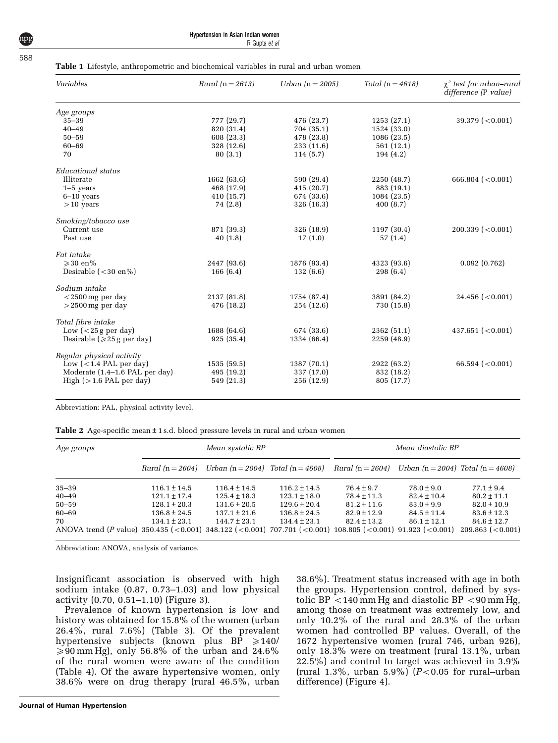**Table 1** Lifestyle, anthropometric and biochemical variables in rural and urban women

| *Variables* | *Rural (n = 2613)* | *Urban (n = 2005)* | *Total (n = 4618)* | $\chi^2$ *test for urban–rural difference (P value)* |
|---|---|---|---|---|
| *Age groups* | | | | |
| 35–39 | 777 (29.7) | 476 (23.7) | 1253 (27.1) | 39.379 (<0.001) |
| 40–49 | 820 (31.4) | 704 (35.1) | 1524 (33.0) | |
| 50–59 | 608 (23.3) | 478 (23.8) | 1086 (23.5) | |
| 60–69 | 328 (12.6) | 233 (11.6) | 561 (12.1) | |
| 70 | 80 (3.1) | 114 (5.7) | 194 (4.2) | |
| *Educational status* | | | | |
| Illiterate | 1662 (63.6) | 590 (29.4) | 2250 (48.7) | 666.804 (<0.001) |
| 1–5 years | 468 (17.9) | 415 (20.7) | 883 (19.1) | |
| 6–10 years | 410 (15.7) | 674 (33.6) | 1084 (23.5) | |
| >10 years | 74 (2.8) | 326 (16.3) | 400 (8.7) | |
| *Smoking/tobacco use* | | | | |
| Current use | 871 (39.3) | 326 (18.9) | 1197 (30.4) | 200.339 (<0.001) |
| Past use | 40 (1.8) | 17 (1.0) | 57 (1.4) | |
| *Fat intake* | | | | |
| ⩾30 en% | 2447 (93.6) | 1876 (93.4) | 4323 (93.6) | 0.092 (0.762) |
| Desirable (<30 en%) | 166 (6.4) | 132 (6.6) | 298 (6.4) | |
| *Sodium intake* | | | | |
| <2500 mg per day | 2137 (81.8) | 1754 (87.4) | 3891 (84.2) | 24.456 (<0.001) |
| >2500 mg per day | 476 (18.2) | 254 (12.6) | 730 (15.8) | |
| *Total fibre intake* | | | | |
| Low (<25 g per day) | 1688 (64.6) | 674 (33.6) | 2362 (51.1) | 437.651 (<0.001) |
| Desirable (⩾25 g per day) | 925 (35.4) | 1334 (66.4) | 2259 (48.9) | |
| *Regular physical activity* | | | | |
| Low (<1.4 PAL per day) | 1535 (59.5) | 1387 (70.1) | 2922 (63.2) | 66.594 (<0.001) |
| Moderate (1.4–1.6 PAL per day) | 495 (19.2) | 337 (17.0) | 832 (18.2) | |
| High (>1.6 PAL per day) | 549 (21.3) | 256 (12.9) | 805 (17.7) | |

Abbreviation: PAL, physical activity level.

**Table 2** Age-specific mean ± 1 s.d. blood pressure levels in rural and urban women

| *Age groups* | *Mean systolic BP* | | | *Mean diastolic BP* | | |
|---|---|---|---|---|---|---|
| | *Rural (n = 2604)* | *Urban (n = 2004)* | *Total (n = 4608)* | *Rural (n = 2604)* | *Urban (n = 2004)* | *Total (n = 4608)* |
| 35–39 | 116.1 ± 14.5 | 116.4 ± 14.5 | 116.2 ± 14.5 | 76.4 ± 9.7 | 78.0 ± 9.0 | 77.1 ± 9.4 |
| 40–49 | 121.1 ± 17.4 | 125.4 ± 18.3 | 123.1 ± 18.0 | 78.4 ± 11.3 | 82.4 ± 10.4 | 80.2 ± 11.1 |
| 50–59 | 128.1 ± 20.3 | 131.6 ± 20.5 | 129.6 ± 20.4 | 81.2 ± 11.6 | 83.0 ± 9.9 | 82.0 ± 10.9 |
| 60–69 | 136.8 ± 24.5 | 137.1 ± 21.6 | 136.8 ± 24.5 | 82.9 ± 12.9 | 84.5 ± 11.4 | 83.6 ± 12.3 |
| 70 | 134.1 ± 23.1 | 144.7 ± 23.1 | 134.4 ± 23.1 | 82.4 ± 13.2 | 86.1 ± 12.1 | 84.6 ± 12.7 |
| ANOVA trend (*P* value) | 350.435 (<0.001) | 348.122 (<0.001) | 707.701 (<0.001) | 108.805 (<0.001) | 91.923 (<0.001) | 209.863 (<0.001) |

Abbreviation: ANOVA, analysis of variance.

Insignificant association is observed with high sodium intake (0.87, 0.73–1.03) and low physical activity (0.70, 0.51–1.10) (Figure 3).

Prevalence of known hypertension is low and history was obtained for 15.8% of the women (urban 26.4%, rural 7.6%) (Table 3). Of the prevalent hypertensive subjects (known plus BP ⩾140/⩾90 mm Hg), only 56.8% of the urban and 24.6% of the rural women were aware of the condition (Table 4). Of the aware hypertensive women, only 38.6% were on drug therapy (rural 46.5%, urban 38.6%). Treatment status increased with age in both the groups. Hypertension control, defined by systolic BP <140 mm Hg and diastolic BP <90 mm Hg, among those on treatment was extremely low, and only 10.2% of the rural and 28.3% of the urban women had controlled BP values. Overall, of the 1672 hypertensive women (rural 746, urban 926), only 18.3% were on treatment (rural 13.1%, urban 22.5%) and control to target was achieved in 3.9% (rural 1.3%, urban 5.9%) ($P<0.05$ for rural–urban difference) (Figure 4).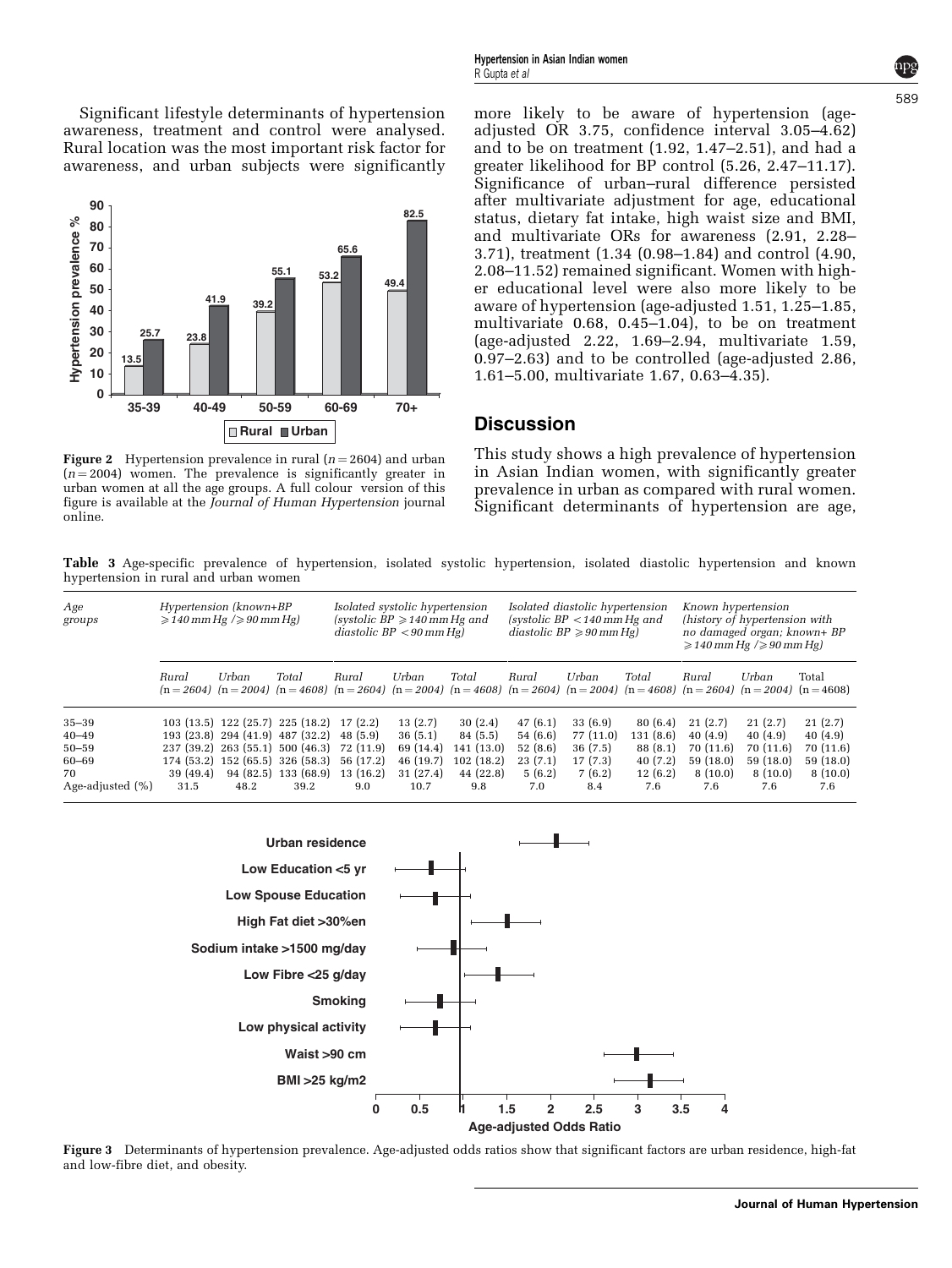Significant lifestyle determinants of hypertension awareness, treatment and control were analysed. Rural location was the most important risk factor for awareness, and urban subjects were significantly more likely to be aware of hypertension (age-adjusted OR 3.75, confidence interval 3.05–4.62) and to be on treatment (1.92, 1.47–2.51), and had a greater likelihood for BP control (5.26, 2.47–11.17). Significance of urban–rural difference persisted after multivariate adjustment for age, educational status, dietary fat intake, high waist size and BMI, and multivariate ORs for awareness (2.91, 2.28–3.71), treatment (1.34 (0.98–1.84) and control (4.90, 2.08–11.52) remained significant. Women with higher educational level were also more likely to be aware of hypertension (age-adjusted 1.51, 1.25–1.85, multivariate 0.68, 0.45–1.04), to be on treatment (age-adjusted 2.22, 1.69–2.94, multivariate 1.59, 0.97–2.63) and to be controlled (age-adjusted 2.86, 1.61–5.00, multivariate 1.67, 0.63–4.35).

**Figure 2** Hypertension prevalence in rural ($n = 2604$) and urban ($n = 2004$) women. The prevalence is significantly greater in urban women at all the age groups. A full colour version of this figure is available at the *Journal of Human Hypertension* journal online.

## Discussion

This study shows a high prevalence of hypertension in Asian Indian women, with significantly greater prevalence in urban as compared with rural women. Significant determinants of hypertension are age,

**Table 3** Age-specific prevalence of hypertension, isolated systolic hypertension, isolated diastolic hypertension and known hypertension in rural and urban women

| Age groups | Hypertension (known+BP ⩾140 mm Hg /⩾90 mm Hg) | | | Isolated systolic hypertension (systolic BP ⩾140 mm Hg and diastolic BP <90 mm Hg) | | | Isolated diastolic hypertension (systolic BP <140 mm Hg and diastolic BP ⩾90 mm Hg) | | | Known hypertension (history of hypertension with no damaged organ; known+ BP ⩾140 mm Hg /⩾90 mm Hg) | | |
|---|---|---|---|---|---|---|---|---|---|---|---|---|
| | Rural (n = 2604) | Urban (n = 2004) | Total (n = 4608) | Rural (n = 2604) | Urban (n = 2004) | Total (n = 4608) | Rural (n = 2604) | Urban (n = 2004) | Total (n = 4608) | Rural (n = 2604) | Urban (n = 2004) | Total (n = 4608) |
| 35–39 | 103 (13.5) | 122 (25.7) | 225 (18.2) | 17 (2.2) | 13 (2.7) | 30 (2.4) | 47 (6.1) | 33 (6.9) | 80 (6.4) | 21 (2.7) | 21 (2.7) | 21 (2.7) |
| 40–49 | 193 (23.8) | 294 (41.9) | 487 (32.2) | 48 (5.9) | 36 (5.1) | 84 (5.5) | 54 (6.6) | 77 (11.0) | 131 (8.6) | 40 (4.9) | 40 (4.9) | 40 (4.9) |
| 50–59 | 237 (39.2) | 263 (55.1) | 500 (46.3) | 72 (11.9) | 69 (14.4) | 141 (13.0) | 52 (8.6) | 36 (7.5) | 88 (8.1) | 70 (11.6) | 70 (11.6) | 70 (11.6) |
| 60–69 | 174 (53.2) | 152 (65.5) | 326 (58.3) | 56 (17.2) | 46 (19.7) | 102 (18.2) | 23 (7.1) | 17 (7.3) | 40 (7.2) | 59 (18.0) | 59 (18.0) | 59 (18.0) |
| 70 | 39 (49.4) | 94 (82.5) | 133 (68.9) | 13 (16.2) | 31 (27.4) | 44 (22.8) | 5 (6.2) | 7 (6.2) | 12 (6.2) | 8 (10.0) | 8 (10.0) | 8 (10.0) |
| Age-adjusted (%) | 31.5 | 48.2 | 39.2 | 9.0 | 10.7 | 9.8 | 7.0 | 8.4 | 7.6 | 7.6 | 7.6 | 7.6 |

**Figure 3** Determinants of hypertension prevalence. Age-adjusted odds ratios show that significant factors are urban residence, high-fat and low-fibre diet, and obesity.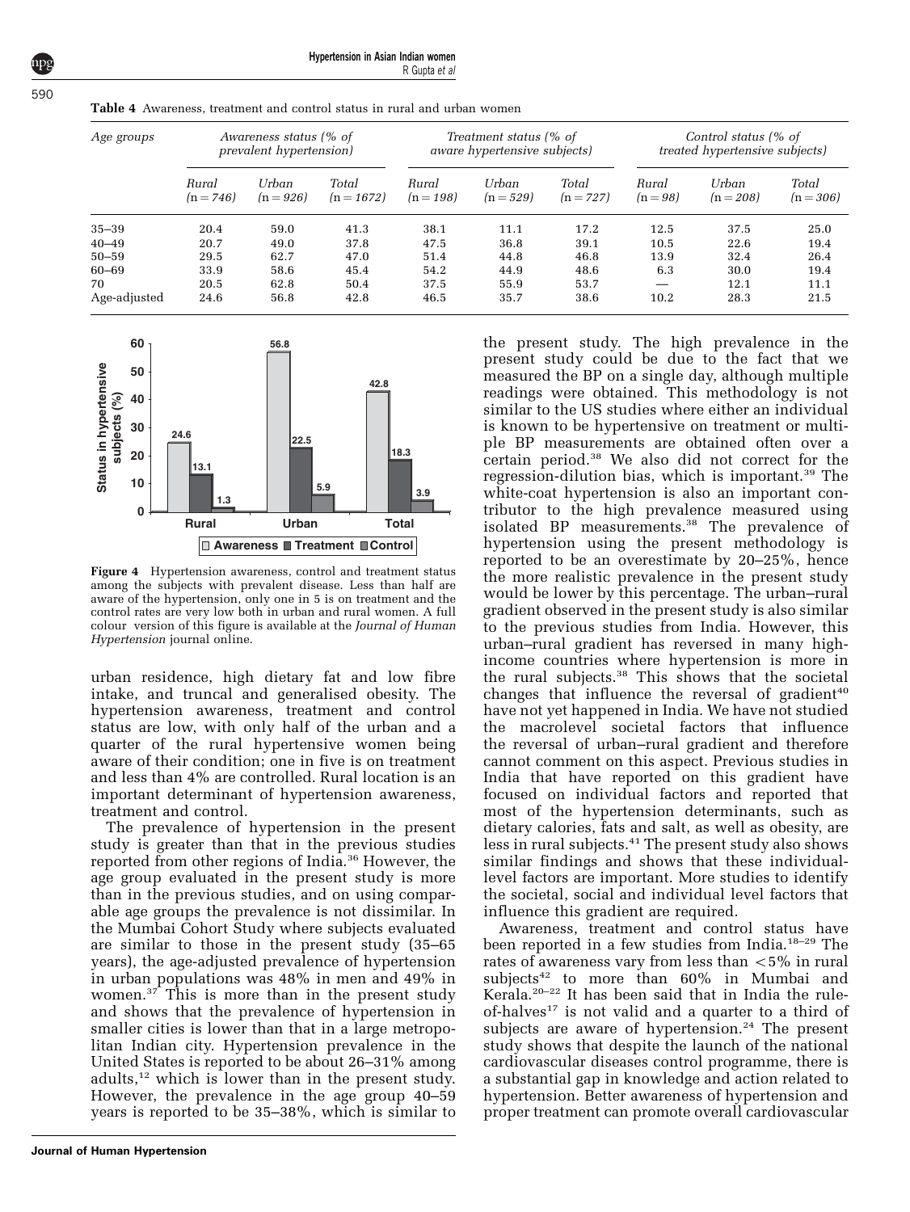**Table 4** Awareness, treatment and control status in rural and urban women

| Age groups | Awareness status (% of prevalent hypertension) | | | Treatment status (% of aware hypertensive subjects) | | | Control status (% of treated hypertensive subjects) | | |
|---|---|---|---|---|---|---|---|---|---|
| | Rural (n = 746) | Urban (n = 926) | Total (n = 1672) | Rural (n = 198) | Urban (n = 529) | Total (n = 727) | Rural (n = 98) | Urban (n = 208) | Total (n = 306) |
| 35–39 | 20.4 | 59.0 | 41.3 | 38.1 | 11.1 | 17.2 | 12.5 | 37.5 | 25.0 |
| 40–49 | 20.7 | 49.0 | 37.8 | 47.5 | 36.8 | 39.1 | 10.5 | 22.6 | 19.4 |
| 50–59 | 29.5 | 62.7 | 47.0 | 51.4 | 44.8 | 46.8 | 13.9 | 32.4 | 26.4 |
| 60–69 | 33.9 | 58.6 | 45.4 | 54.2 | 44.9 | 48.6 | 6.3 | 30.0 | 19.4 |
| 70 | 20.5 | 62.8 | 50.4 | 37.5 | 55.9 | 53.7 | — | 12.1 | 11.1 |
| Age-adjusted | 24.6 | 56.8 | 42.8 | 46.5 | 35.7 | 38.6 | 10.2 | 28.3 | 21.5 |

**Figure 4** Hypertension awareness, control and treatment status among the subjects with prevalent disease. Less than half are aware of the hypertension, only one in 5 is on treatment and the control rates are very low both in urban and rural women. A full colour version of this figure is available at the *Journal of Human Hypertension* journal online.

urban residence, high dietary fat and low fibre intake, and truncal and generalised obesity. The hypertension awareness, treatment and control status are low, with only half of the urban and a quarter of the rural hypertensive women being aware of their condition; one in five is on treatment and less than 4% are controlled. Rural location is an important determinant of hypertension awareness, treatment and control.

The prevalence of hypertension in the present study is greater than that in the previous studies reported from other regions of India.[36] However, the age group evaluated in the present study is more than in the previous studies, and on using comparable age groups the prevalence is not dissimilar. In the Mumbai Cohort Study where subjects evaluated are similar to those in the present study (35–65 years), the age-adjusted prevalence of hypertension in urban populations was 48% in men and 49% in women.[37] This is more than in the present study and shows that the prevalence of hypertension in smaller cities is lower than that in a large metropolitan Indian city. Hypertension prevalence in the United States is reported to be about 26–31% among adults,[12] which is lower than in the present study. However, the prevalence in the age group 40–59 years is reported to be 35–38%, which is similar to the present study. The high prevalence in the present study could be due to the fact that we measured the BP on a single day, although multiple readings were obtained. This methodology is not similar to the US studies where either an individual is known to be hypertensive on treatment or multiple BP measurements are obtained often over a certain period.[38] We also did not correct for the regression-dilution bias, which is important.[39] The white-coat hypertension is also an important contributor to the high prevalence measured using isolated BP measurements.[38] The prevalence of hypertension using the present methodology is reported to be an overestimate by 20–25%, hence the more realistic prevalence in the present study would be lower by this percentage. The urban–rural gradient observed in the present study is also similar to the previous studies from India. However, this urban–rural gradient has reversed in many high-income countries where hypertension is more in the rural subjects.[38] This shows that the societal changes that influence the reversal of gradient[40] have not yet happened in India. We have not studied the macrolevel societal factors that influence the reversal of urban–rural gradient and therefore cannot comment on this aspect. Previous studies in India that have reported on this gradient have focused on individual factors and reported that most of the hypertension determinants, such as dietary calories, fats and salt, as well as obesity, are less in rural subjects.[41] The present study also shows similar findings and shows that these individual-level factors are important. More studies to identify the societal, social and individual level factors that influence this gradient are required.

Awareness, treatment and control status have been reported in a few studies from India.[18–29] The rates of awareness vary from less than <5% in rural subjects[42] to more than 60% in Mumbai and Kerala.[20–22] It has been said that in India the rule-of-halves[17] is not valid and a quarter to a third of subjects are aware of hypertension.[24] The present study shows that despite the launch of the national cardiovascular diseases control programme, there is a substantial gap in knowledge and action related to hypertension. Better awareness of hypertension and proper treatment can promote overall cardiovascular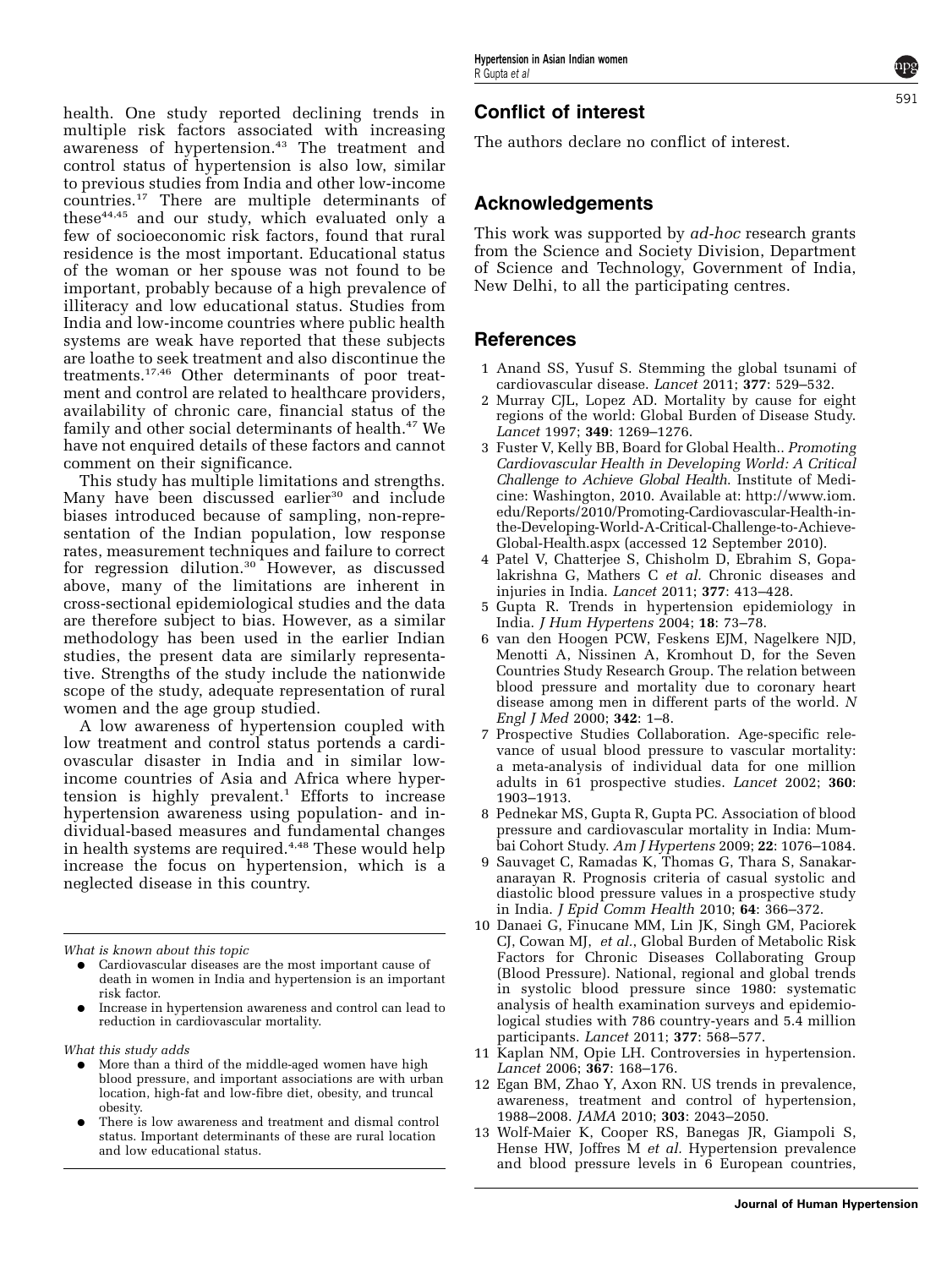health. One study reported declining trends in multiple risk factors associated with increasing awareness of hypertension.[43] The treatment and control status of hypertension is also low, similar to previous studies from India and other low-income countries.[17] There are multiple determinants of these[44,45] and our study, which evaluated only a few of socioeconomic risk factors, found that rural residence is the most important. Educational status of the woman or her spouse was not found to be important, probably because of a high prevalence of illiteracy and low educational status. Studies from India and low-income countries where public health systems are weak have reported that these subjects are loathe to seek treatment and also discontinue the treatments.[17,46] Other determinants of poor treatment and control are related to healthcare providers, availability of chronic care, financial status of the family and other social determinants of health.[47] We have not enquired details of these factors and cannot comment on their significance.

This study has multiple limitations and strengths. Many have been discussed earlier[30] and include biases introduced because of sampling, non-representation of the Indian population, low response rates, measurement techniques and failure to correct for regression dilution.[30] However, as discussed above, many of the limitations are inherent in cross-sectional epidemiological studies and the data are therefore subject to bias. However, as a similar methodology has been used in the earlier Indian studies, the present data are similarly representative. Strengths of the study include the nationwide scope of the study, adequate representation of rural women and the age group studied.

A low awareness of hypertension coupled with low treatment and control status portends a cardiovascular disaster in India and in similar low-income countries of Asia and Africa where hypertension is highly prevalent.[1] Efforts to increase hypertension awareness using population- and individual-based measures and fundamental changes in health systems are required.[4,48] These would help increase the focus on hypertension, which is a neglected disease in this country.

*What is known about this topic*

- Cardiovascular diseases are the most important cause of death in women in India and hypertension is an important risk factor.
- Increase in hypertension awareness and control can lead to reduction in cardiovascular mortality.

*What this study adds*

- More than a third of the middle-aged women have high blood pressure, and important associations are with urban location, high-fat and low-fibre diet, obesity, and truncal obesity.
- There is low awareness and treatment and dismal control status. Important determinants of these are rural location and low educational status.

## Conflict of interest

The authors declare no conflict of interest.

## Acknowledgements

This work was supported by *ad-hoc* research grants from the Science and Society Division, Department of Science and Technology, Government of India, New Delhi, to all the participating centres.

## References

1 Anand SS, Yusuf S. Stemming the global tsunami of cardiovascular disease. *Lancet* 2011; **377**: 529–532.

2 Murray CJL, Lopez AD. Mortality by cause for eight regions of the world: Global Burden of Disease Study. *Lancet* 1997; **349**: 1269–1276.

3 Fuster V, Kelly BB, Board for Global Health.. *Promoting Cardiovascular Health in Developing World: A Critical Challenge to Achieve Global Health*. Institute of Medicine: Washington, 2010. Available at: http://www.iom.edu/Reports/2010/Promoting-Cardiovascular-Health-in-the-Developing-World-A-Critical-Challenge-to-Achieve-Global-Health.aspx (accessed 12 September 2010).

4 Patel V, Chatterjee S, Chisholm D, Ebrahim S, Gopalakrishna G, Mathers C *et al.* Chronic diseases and injuries in India. *Lancet* 2011; **377**: 413–428.

5 Gupta R. Trends in hypertension epidemiology in India. *J Hum Hypertens* 2004; **18**: 73–78.

6 van den Hoogen PCW, Feskens EJM, Nagelkere NJD, Menotti A, Nissinen A, Kromhout D, for the Seven Countries Study Research Group. The relation between blood pressure and mortality due to coronary heart disease among men in different parts of the world. *N Engl J Med* 2000; **342**: 1–8.

7 Prospective Studies Collaboration. Age-specific relevance of usual blood pressure to vascular mortality: a meta-analysis of individual data for one million adults in 61 prospective studies. *Lancet* 2002; **360**: 1903–1913.

8 Pednekar MS, Gupta R, Gupta PC. Association of blood pressure and cardiovascular mortality in India: Mumbai Cohort Study. *Am J Hypertens* 2009; **22**: 1076–1084.

9 Sauvaget C, Ramadas K, Thomas G, Thara S, Sanakaranarayan R. Prognosis criteria of casual systolic and diastolic blood pressure values in a prospective study in India. *J Epid Comm Health* 2010; **64**: 366–372.

10 Danaei G, Finucane MM, Lin JK, Singh GM, Paciorek CJ, Cowan MJ, *et al.*, Global Burden of Metabolic Risk Factors for Chronic Diseases Collaborating Group (Blood Pressure). National, regional and global trends in systolic blood pressure since 1980: systematic analysis of health examination surveys and epidemiological studies with 786 country-years and 5.4 million participants. *Lancet* 2011; **377**: 568–577.

11 Kaplan NM, Opie LH. Controversies in hypertension. *Lancet* 2006; **367**: 168–176.

12 Egan BM, Zhao Y, Axon RN. US trends in prevalence, awareness, treatment and control of hypertension, 1988–2008. *JAMA* 2010; **303**: 2043–2050.

13 Wolf-Maier K, Cooper RS, Banegas JR, Giampoli S, Hense HW, Joffres M *et al.* Hypertension prevalence and blood pressure levels in 6 European countries,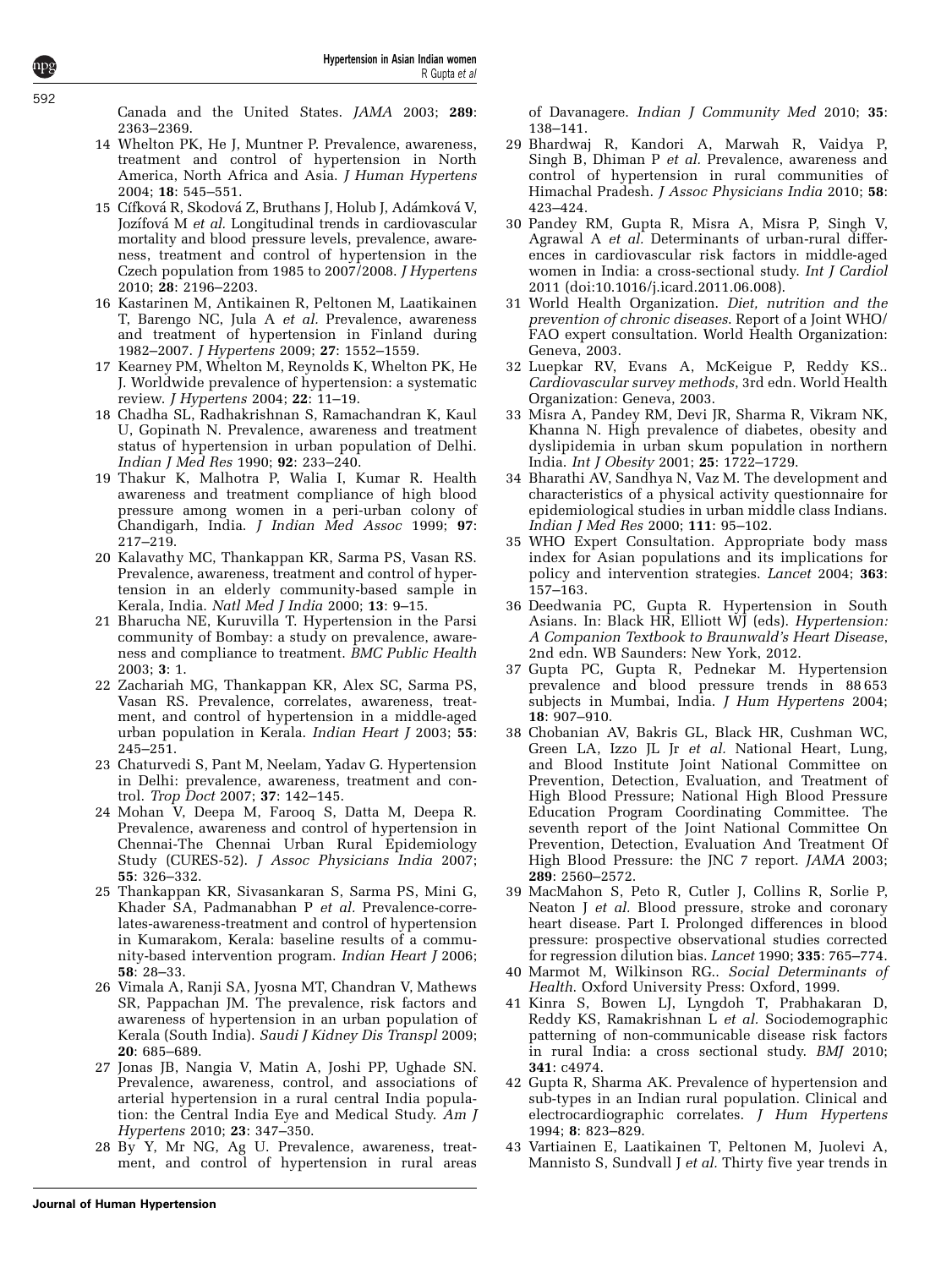Canada and the United States. *JAMA* 2003; **289**: 2363–2369.

14 Whelton PK, He J, Muntner P. Prevalence, awareness, treatment and control of hypertension in North America, North Africa and Asia. *J Human Hypertens* 2004; **18**: 545–551.

15 Cífková R, Skodová Z, Bruthans J, Holub J, Adámková V, Jozífová M *et al.* Longitudinal trends in cardiovascular mortality and blood pressure levels, prevalence, awareness, treatment and control of hypertension in the Czech population from 1985 to 2007/2008. *J Hypertens* 2010; **28**: 2196–2203.

16 Kastarinen M, Antikainen R, Peltonen M, Laatikainen T, Barengo NC, Jula A *et al.* Prevalence, awareness and treatment of hypertension in Finland during 1982–2007. *J Hypertens* 2009; **27**: 1552–1559.

17 Kearney PM, Whelton M, Reynolds K, Whelton PK, He J. Worldwide prevalence of hypertension: a systematic review. *J Hypertens* 2004; **22**: 11–19.

18 Chadha SL, Radhakrishnan S, Ramachandran K, Kaul U, Gopinath N. Prevalence, awareness and treatment status of hypertension in urban population of Delhi. *Indian J Med Res* 1990; **92**: 233–240.

19 Thakur K, Malhotra P, Walia I, Kumar R. Health awareness and treatment compliance of high blood pressure among women in a peri-urban colony of Chandigarh, India. *J Indian Med Assoc* 1999; **97**: 217–219.

20 Kalavathy MC, Thankappan KR, Sarma PS, Vasan RS. Prevalence, awareness, treatment and control of hypertension in an elderly community-based sample in Kerala, India. *Natl Med J India* 2000; **13**: 9–15.

21 Bharucha NE, Kuruvilla T. Hypertension in the Parsi community of Bombay: a study on prevalence, awareness and compliance to treatment. *BMC Public Health* 2003; **3**: 1.

22 Zachariah MG, Thankappan KR, Alex SC, Sarma PS, Vasan RS. Prevalence, correlates, awareness, treatment, and control of hypertension in a middle-aged urban population in Kerala. *Indian Heart J* 2003; **55**: 245–251.

23 Chaturvedi S, Pant M, Neelam, Yadav G. Hypertension in Delhi: prevalence, awareness, treatment and control. *Trop Doct* 2007; **37**: 142–145.

24 Mohan V, Deepa M, Farooq S, Datta M, Deepa R. Prevalence, awareness and control of hypertension in Chennai-The Chennai Urban Rural Epidemiology Study (CURES-52). *J Assoc Physicians India* 2007; **55**: 326–332.

25 Thankappan KR, Sivasankaran S, Sarma PS, Mini G, Khader SA, Padmanabhan P *et al.* Prevalence-correlates-awareness-treatment and control of hypertension in Kumarakom, Kerala: baseline results of a community-based intervention program. *Indian Heart J* 2006; **58**: 28–33.

26 Vimala A, Ranji SA, Jyosna MT, Chandran V, Mathews SR, Pappachan JM. The prevalence, risk factors and awareness of hypertension in an urban population of Kerala (South India). *Saudi J Kidney Dis Transpl* 2009; **20**: 685–689.

27 Jonas JB, Nangia V, Matin A, Joshi PP, Ughade SN. Prevalence, awareness, control, and associations of arterial hypertension in a rural central India population: the Central India Eye and Medical Study. *Am J Hypertens* 2010; **23**: 347–350.

28 By Y, Mr NG, Ag U. Prevalence, awareness, treatment, and control of hypertension in rural areas of Davanagere. *Indian J Community Med* 2010; **35**: 138–141.

29 Bhardwaj R, Kandori A, Marwah R, Vaidya P, Singh B, Dhiman P *et al.* Prevalence, awareness and control of hypertension in rural communities of Himachal Pradesh. *J Assoc Physicians India* 2010; **58**: 423–424.

30 Pandey RM, Gupta R, Misra A, Misra P, Singh V, Agrawal A *et al.* Determinants of urban-rural differences in cardiovascular risk factors in middle-aged women in India: a cross-sectional study. *Int J Cardiol* 2011 (doi:10.1016/j.icard.2011.06.008).

31 World Health Organization. *Diet, nutrition and the prevention of chronic diseases*. Report of a Joint WHO/FAO expert consultation. World Health Organization: Geneva, 2003.

32 Luepkar RV, Evans A, McKeigue P, Reddy KS.. *Cardiovascular survey methods*, 3rd edn. World Health Organization: Geneva, 2003.

33 Misra A, Pandey RM, Devi JR, Sharma R, Vikram NK, Khanna N. High prevalence of diabetes, obesity and dyslipidemia in urban skum population in northern India. *Int J Obesity* 2001; **25**: 1722–1729.

34 Bharathi AV, Sandhya N, Vaz M. The development and characteristics of a physical activity questionnaire for epidemiological studies in urban middle class Indians. *Indian J Med Res* 2000; **111**: 95–102.

35 WHO Expert Consultation. Appropriate body mass index for Asian populations and its implications for policy and intervention strategies. *Lancet* 2004; **363**: 157–163.

36 Deedwania PC, Gupta R. Hypertension in South Asians. In: Black HR, Elliott WJ (eds). *Hypertension: A Companion Textbook to Braunwald's Heart Disease*, 2nd edn. WB Saunders: New York, 2012.

37 Gupta PC, Gupta R, Pednekar M. Hypertension prevalence and blood pressure trends in 88 653 subjects in Mumbai, India. *J Hum Hypertens* 2004; **18**: 907–910.

38 Chobanian AV, Bakris GL, Black HR, Cushman WC, Green LA, Izzo JL Jr *et al.* National Heart, Lung, and Blood Institute Joint National Committee on Prevention, Detection, Evaluation, and Treatment of High Blood Pressure; National High Blood Pressure Education Program Coordinating Committee. The seventh report of the Joint National Committee On Prevention, Detection, Evaluation And Treatment Of High Blood Pressure: the JNC 7 report. *JAMA* 2003; **289**: 2560–2572.

39 MacMahon S, Peto R, Cutler J, Collins R, Sorlie P, Neaton J *et al.* Blood pressure, stroke and coronary heart disease. Part I. Prolonged differences in blood pressure: prospective observational studies corrected for regression dilution bias. *Lancet* 1990; **335**: 765–774.

40 Marmot M, Wilkinson RG.. *Social Determinants of Health*. Oxford University Press: Oxford, 1999.

41 Kinra S, Bowen LJ, Lyngdoh T, Prabhakaran D, Reddy KS, Ramakrishnan L *et al.* Sociodemographic patterning of non-communicable disease risk factors in rural India: a cross sectional study. *BMJ* 2010; **341**: c4974.

42 Gupta R, Sharma AK. Prevalence of hypertension and sub-types in an Indian rural population. Clinical and electrocardiographic correlates. *J Hum Hypertens* 1994; **8**: 823–829.

43 Vartiainen E, Laatikainen T, Peltonen M, Juolevi A, Mannisto S, Sundvall J *et al.* Thirty five year trends in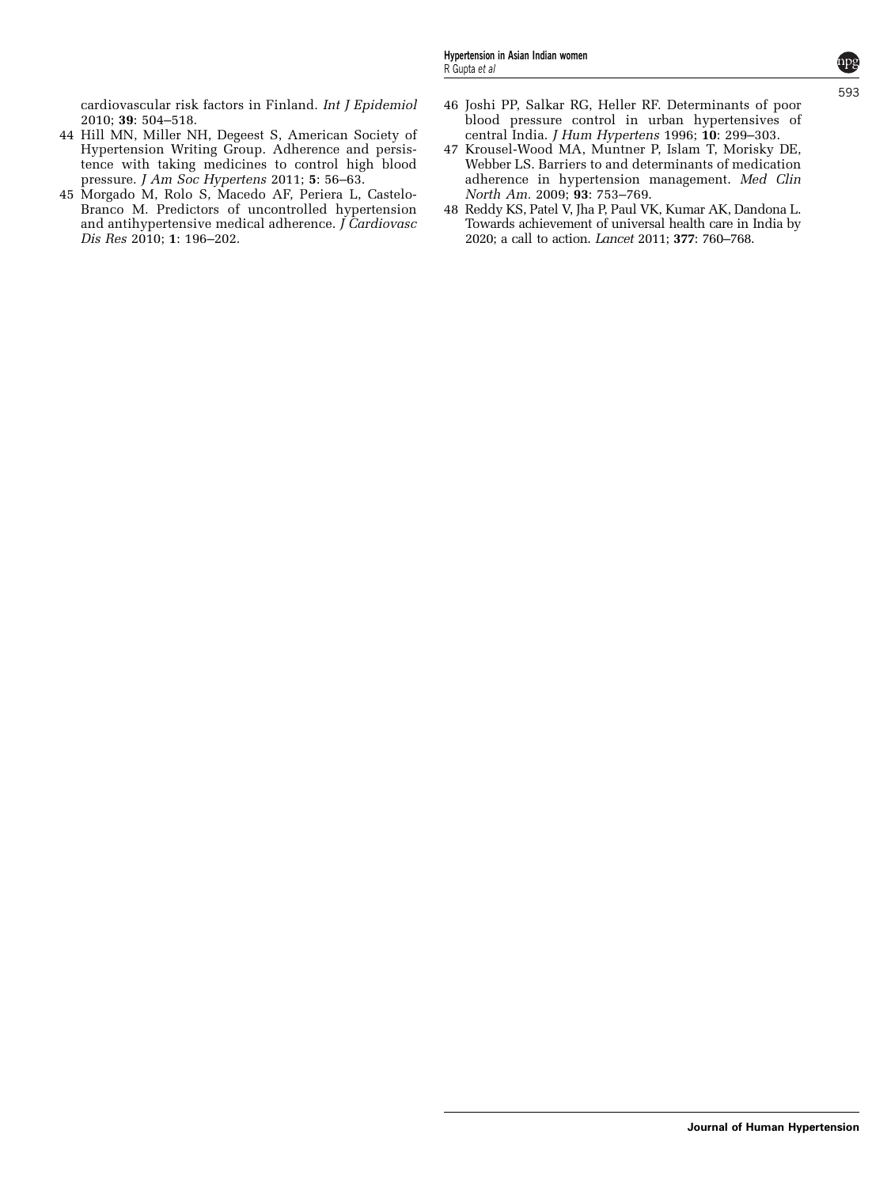cardiovascular risk factors in Finland. *Int J Epidemiol* 2010; **39**: 504–518.

44 Hill MN, Miller NH, Degeest S, American Society of Hypertension Writing Group. Adherence and persistence with taking medicines to control high blood pressure. *J Am Soc Hypertens* 2011; **5**: 56–63.

45 Morgado M, Rolo S, Macedo AF, Periera L, Castelo-Branco M. Predictors of uncontrolled hypertension and antihypertensive medical adherence. *J Cardiovasc Dis Res* 2010; **1**: 196–202.

46 Joshi PP, Salkar RG, Heller RF. Determinants of poor blood pressure control in urban hypertensives of central India. *J Hum Hypertens* 1996; **10**: 299–303.

47 Krousel-Wood MA, Muntner P, Islam T, Morisky DE, Webber LS. Barriers to and determinants of medication adherence in hypertension management. *Med Clin North Am.* 2009; **93**: 753–769.

48 Reddy KS, Patel V, Jha P, Paul VK, Kumar AK, Dandona L. Towards achievement of universal health care in India by 2020; a call to action. *Lancet* 2011; **377**: 760–768.